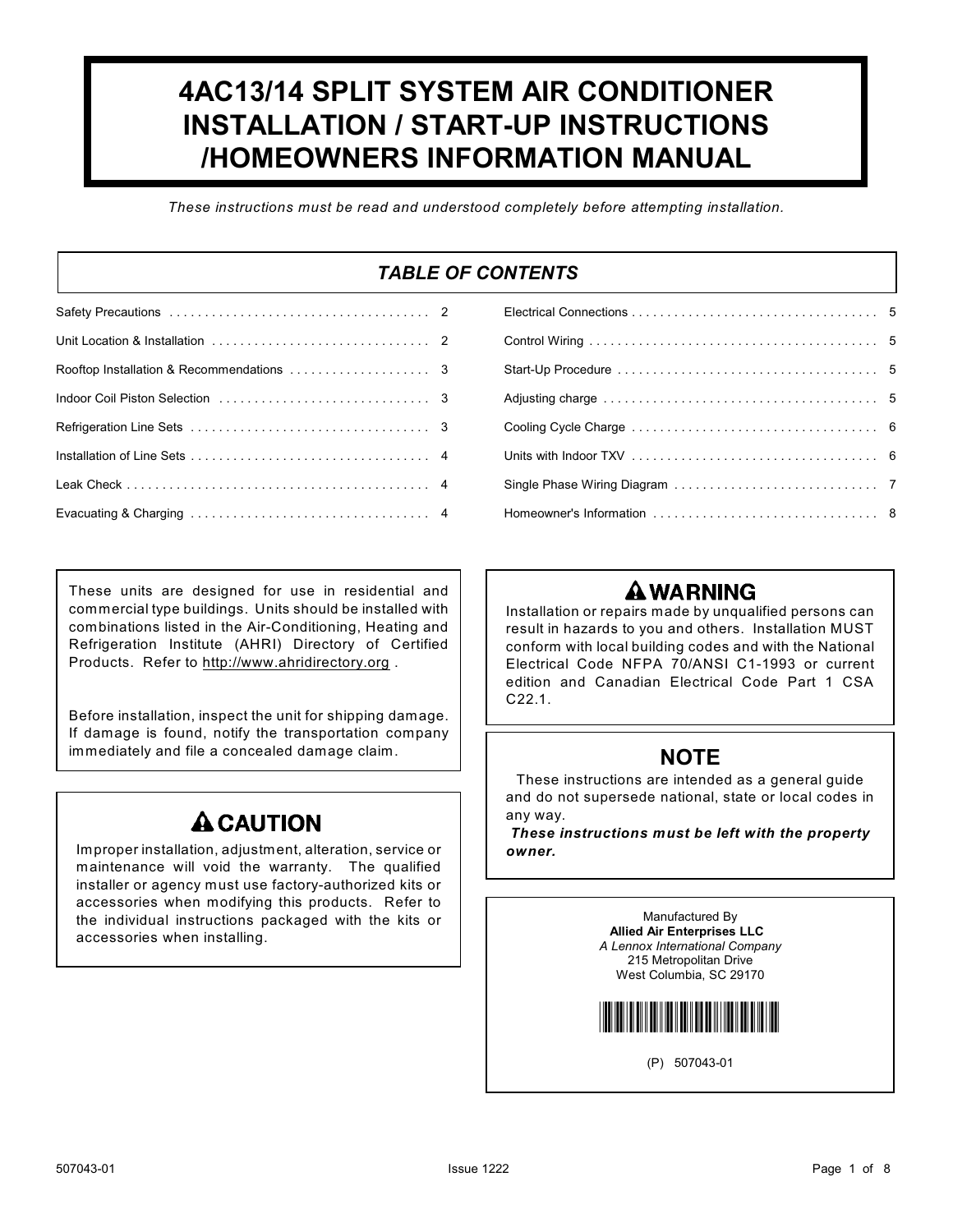# 4AC13/14 SPLIT SYSTEM AIR CONDITIONER INSTALLATION / START-UP INSTRUCTIONS /HOMEOWNERS INFORMATION MANUAL

*These instructions must be read and understood completely before attempting installation.*

## *TABLE OF CONTENTS*

| | | | |
|---|---|---|---|
| Safety Precautions | 2 | Electrical Connections | 5 |
| Unit Location & Installation | 2 | Control Wiring | 5 |
| Rooftop Installation & Recommendations | 3 | Start-Up Procedure | 5 |
| Indoor Coil Piston Selection | 3 | Adjusting charge | 5 |
| Refrigeration Line Sets | 3 | Cooling Cycle Charge | 6 |
| Installation of Line Sets | 4 | Units with Indoor TXV | 6 |
| Leak Check | 4 | Single Phase Wiring Diagram | 7 |
| Evacuating & Charging | 4 | Homeowner's Information | 8 |

These units are designed for use in residential and commercial type buildings. Units should be installed with combinations listed in the Air-Conditioning, Heating and Refrigeration Institute (AHRI) Directory of Certified Products. Refer to http://www.ahridirectory.org .

Before installation, inspect the unit for shipping damage. If damage is found, notify the transportation company immediately and file a concealed damage claim.

### CAUTION

Improper installation, adjustment, alteration, service or maintenance will void the warranty. The qualified installer or agency must use factory-authorized kits or accessories when modifying this products. Refer to the individual instructions packaged with the kits or accessories when installing.

### WARNING

Installation or repairs made by unqualified persons can result in hazards to you and others. Installation MUST conform with local building codes and with the National Electrical Code NFPA 70/ANSI C1-1993 or current edition and Canadian Electrical Code Part 1 CSA C22.1.

### NOTE

These instructions are intended as a general guide and do not supersede national, state or local codes in any way.

***These instructions must be left with the property owner.***

Manufactured By
**Allied Air Enterprises LLC**
*A Lennox International Company*
215 Metropolitan Drive
West Columbia, SC 29170

(P) 507043-01

507043-01 Issue 1222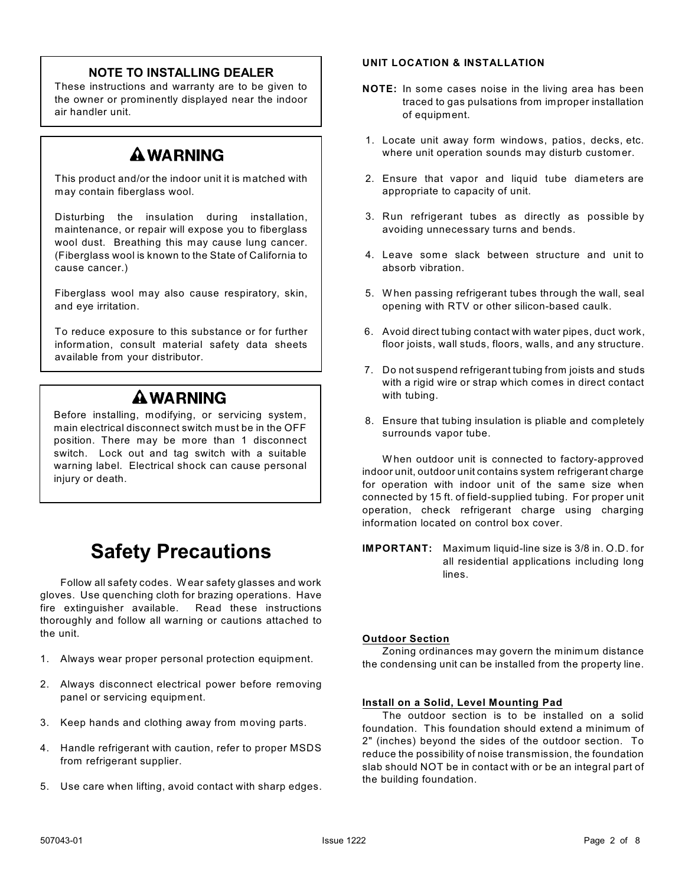**NOTE TO INSTALLING DEALER**

These instructions and warranty are to be given to the owner or prominently displayed near the indoor air handler unit.

**⚠ WARNING**

This product and/or the indoor unit it is matched with may contain fiberglass wool.

Disturbing the insulation during installation, maintenance, or repair will expose you to fiberglass wool dust. Breathing this may cause lung cancer. (Fiberglass wool is known to the State of California to cause cancer.)

Fiberglass wool may also cause respiratory, skin, and eye irritation.

To reduce exposure to this substance or for further information, consult material safety data sheets available from your distributor.

**⚠ WARNING**

Before installing, modifying, or servicing system, main electrical disconnect switch must be in the OFF position. There may be more than 1 disconnect switch. Lock out and tag switch with a suitable warning label. Electrical shock can cause personal injury or death.

# Safety Precautions

Follow all safety codes. Wear safety glasses and work gloves. Use quenching cloth for brazing operations. Have fire extinguisher available. Read these instructions thoroughly and follow all warning or cautions attached to the unit.

1. Always wear proper personal protection equipment.
2. Always disconnect electrical power before removing panel or servicing equipment.
3. Keep hands and clothing away from moving parts.
4. Handle refrigerant with caution, refer to proper MSDS from refrigerant supplier.
5. Use care when lifting, avoid contact with sharp edges.

**UNIT LOCATION & INSTALLATION**

**NOTE:** In some cases noise in the living area has been traced to gas pulsations from improper installation of equipment.

1. Locate unit away form windows, patios, decks, etc. where unit operation sounds may disturb customer.
2. Ensure that vapor and liquid tube diameters are appropriate to capacity of unit.
3. Run refrigerant tubes as directly as possible by avoiding unnecessary turns and bends.
4. Leave some slack between structure and unit to absorb vibration.
5. When passing refrigerant tubes through the wall, seal opening with RTV or other silicon-based caulk.
6. Avoid direct tubing contact with water pipes, duct work, floor joists, wall studs, floors, walls, and any structure.
7. Do not suspend refrigerant tubing from joists and studs with a rigid wire or strap which comes in direct contact with tubing.
8. Ensure that tubing insulation is pliable and completely surrounds vapor tube.

When outdoor unit is connected to factory-approved indoor unit, outdoor unit contains system refrigerant charge for operation with indoor unit of the same size when connected by 15 ft. of field-supplied tubing. For proper unit operation, check refrigerant charge using charging information located on control box cover.

**IMPORTANT:** Maximum liquid-line size is 3/8 in. O.D. for all residential applications including long lines.

**Outdoor Section**

Zoning ordinances may govern the minimum distance the condensing unit can be installed from the property line.

**Install on a Solid, Level Mounting Pad**

The outdoor section is to be installed on a solid foundation. This foundation should extend a minimum of 2" (inches) beyond the sides of the outdoor section. To reduce the possibility of noise transmission, the foundation slab should NOT be in contact with or be an integral part of the building foundation.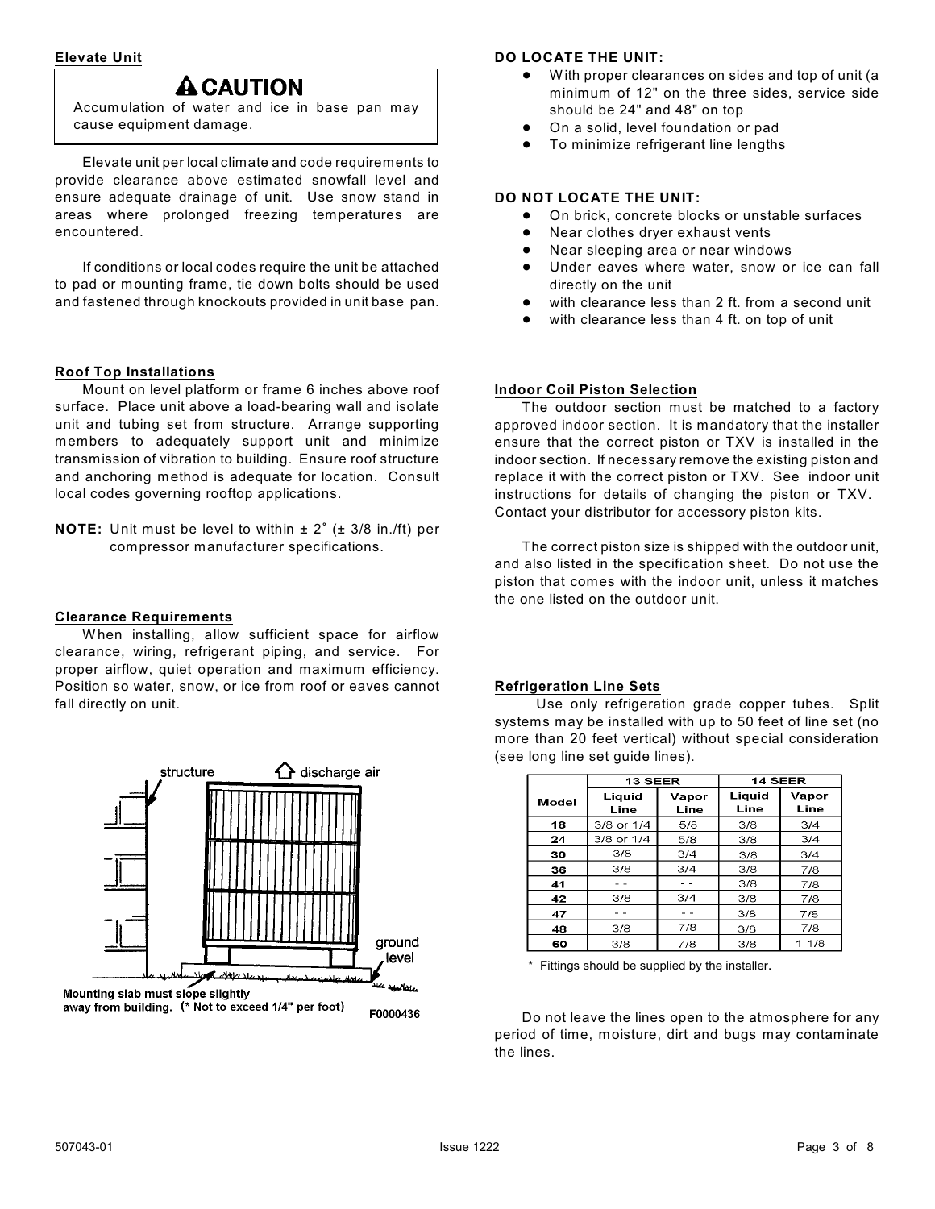## Elevate Unit

> **⚠ CAUTION**
>
> Accumulation of water and ice in base pan may cause equipment damage.

Elevate unit per local climate and code requirements to provide clearance above estimated snowfall level and ensure adequate drainage of unit. Use snow stand in areas where prolonged freezing temperatures are encountered.

If conditions or local codes require the unit be attached to pad or mounting frame, tie down bolts should be used and fastened through knockouts provided in unit base pan.

## Roof Top Installations

Mount on level platform or frame 6 inches above roof surface. Place unit above a load-bearing wall and isolate unit and tubing set from structure. Arrange supporting members to adequately support unit and minimize transmission of vibration to building. Ensure roof structure and anchoring method is adequate for location. Consult local codes governing rooftop applications.

**NOTE:** Unit must be level to within ± 2˚ (± 3/8 in./ft) per compressor manufacturer specifications.

## Clearance Requirements

When installing, allow sufficient space for airflow clearance, wiring, refrigerant piping, and service. For proper airflow, quiet operation and maximum efficiency. Position so water, snow, or ice from roof or eaves cannot fall directly on unit.

structure — discharge air — ground level

Mounting slab must slope slightly away from building. (* Not to exceed 1/4" per foot)

F0000436

**DO LOCATE THE UNIT:**

- With proper clearances on sides and top of unit (a minimum of 12" on the three sides, service side should be 24" and 48" on top
- On a solid, level foundation or pad
- To minimize refrigerant line lengths

**DO NOT LOCATE THE UNIT:**

- On brick, concrete blocks or unstable surfaces
- Near clothes dryer exhaust vents
- Near sleeping area or near windows
- Under eaves where water, snow or ice can fall directly on the unit
- with clearance less than 2 ft. from a second unit
- with clearance less than 4 ft. on top of unit

## Indoor Coil Piston Selection

The outdoor section must be matched to a factory approved indoor section. It is mandatory that the installer ensure that the correct piston or TXV is installed in the indoor section. If necessary remove the existing piston and replace it with the correct piston or TXV. See indoor unit instructions for details of changing the piston or TXV. Contact your distributor for accessory piston kits.

The correct piston size is shipped with the outdoor unit, and also listed in the specification sheet. Do not use the piston that comes with the indoor unit, unless it matches the one listed on the outdoor unit.

## Refrigeration Line Sets

Use only refrigeration grade copper tubes. Split systems may be installed with up to 50 feet of line set (no more than 20 feet vertical) without special consideration (see long line set guide lines).

| Model | 13 SEER | | 14 SEER | |
|---|---|---|---|---|
| | Liquid Line | Vapor Line | Liquid Line | Vapor Line |
| 18 | 3/8 or 1/4 | 5/8 | 3/8 | 3/4 |
| 24 | 3/8 or 1/4 | 5/8 | 3/8 | 3/4 |
| 30 | 3/8 | 3/4 | 3/8 | 3/4 |
| 36 | 3/8 | 3/4 | 3/8 | 7/8 |
| 41 | - - | - - | 3/8 | 7/8 |
| 42 | 3/8 | 3/4 | 3/8 | 7/8 |
| 47 | - - | - - | 3/8 | 7/8 |
| 48 | 3/8 | 7/8 | 3/8 | 7/8 |
| 60 | 3/8 | 7/8 | 3/8 | 1 1/8 |

\* Fittings should be supplied by the installer.

Do not leave the lines open to the atmosphere for any period of time, moisture, dirt and bugs may contaminate the lines.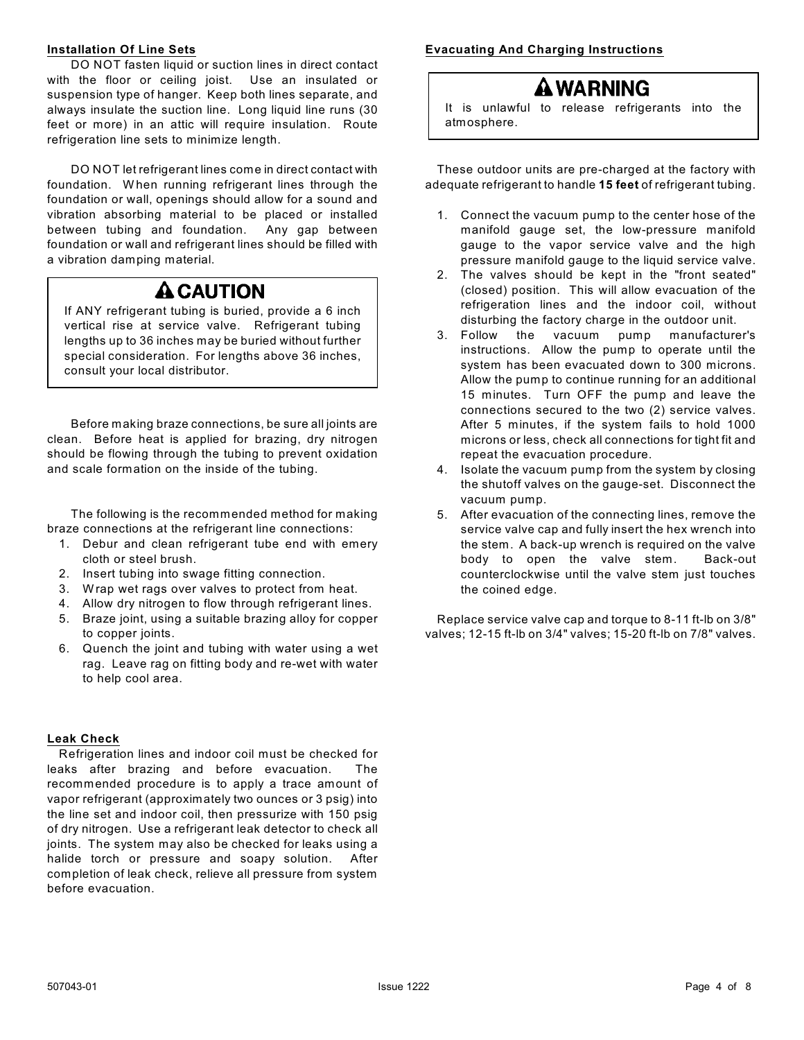### Installation Of Line Sets

DO NOT fasten liquid or suction lines in direct contact with the floor or ceiling joist. Use an insulated or suspension type of hanger. Keep both lines separate, and always insulate the suction line. Long liquid line runs (30 feet or more) in an attic will require insulation. Route refrigeration line sets to minimize length.

DO NOT let refrigerant lines come in direct contact with foundation. When running refrigerant lines through the foundation or wall, openings should allow for a sound and vibration absorbing material to be placed or installed between tubing and foundation. Any gap between foundation or wall and refrigerant lines should be filled with a vibration damping material.

> **⚠ CAUTION**
>
> If ANY refrigerant tubing is buried, provide a 6 inch vertical rise at service valve. Refrigerant tubing lengths up to 36 inches may be buried without further special consideration. For lengths above 36 inches, consult your local distributor.

Before making braze connections, be sure all joints are clean. Before heat is applied for brazing, dry nitrogen should be flowing through the tubing to prevent oxidation and scale formation on the inside of the tubing.

The following is the recommended method for making braze connections at the refrigerant line connections:

1. Debur and clean refrigerant tube end with emery cloth or steel brush.
2. Insert tubing into swage fitting connection.
3. Wrap wet rags over valves to protect from heat.
4. Allow dry nitrogen to flow through refrigerant lines.
5. Braze joint, using a suitable brazing alloy for copper to copper joints.
6. Quench the joint and tubing with water using a wet rag. Leave rag on fitting body and re-wet with water to help cool area.

### Leak Check

Refrigeration lines and indoor coil must be checked for leaks after brazing and before evacuation. The recommended procedure is to apply a trace amount of vapor refrigerant (approximately two ounces or 3 psig) into the line set and indoor coil, then pressurize with 150 psig of dry nitrogen. Use a refrigerant leak detector to check all joints. The system may also be checked for leaks using a halide torch or pressure and soapy solution. After completion of leak check, relieve all pressure from system before evacuation.

### Evacuating And Charging Instructions

> **⚠ WARNING**
>
> It is unlawful to release refrigerants into the atmosphere.

These outdoor units are pre-charged at the factory with adequate refrigerant to handle **15 feet** of refrigerant tubing.

1. Connect the vacuum pump to the center hose of the manifold gauge set, the low-pressure manifold gauge to the vapor service valve and the high pressure manifold gauge to the liquid service valve.
2. The valves should be kept in the "front seated" (closed) position. This will allow evacuation of the refrigeration lines and the indoor coil, without disturbing the factory charge in the outdoor unit.
3. Follow the vacuum pump manufacturer's instructions. Allow the pump to operate until the system has been evacuated down to 300 microns. Allow the pump to continue running for an additional 15 minutes. Turn OFF the pump and leave the connections secured to the two (2) service valves. After 5 minutes, if the system fails to hold 1000 microns or less, check all connections for tight fit and repeat the evacuation procedure.
4. Isolate the vacuum pump from the system by closing the shutoff valves on the gauge-set. Disconnect the vacuum pump.
5. After evacuation of the connecting lines, remove the service valve cap and fully insert the hex wrench into the stem. A back-up wrench is required on the valve body to open the valve stem. Back-out counterclockwise until the valve stem just touches the coined edge.

Replace service valve cap and torque to 8-11 ft-lb on 3/8" valves; 12-15 ft-lb on 3/4" valves; 15-20 ft-lb on 7/8" valves.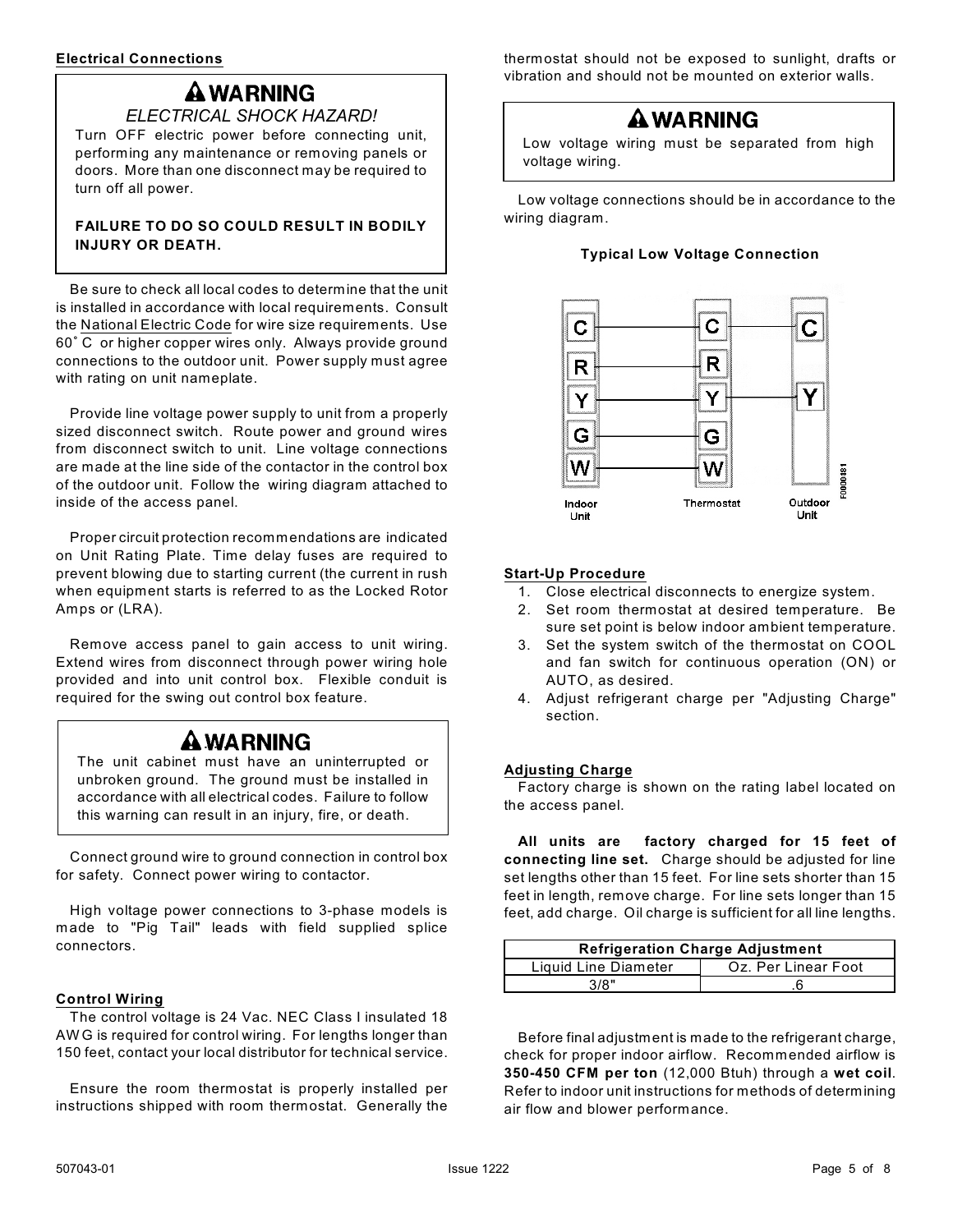### Electrical Connections

> **⚠WARNING**
>
> *ELECTRICAL SHOCK HAZARD!*
>
> Turn OFF electric power before connecting unit, performing any maintenance or removing panels or doors. More than one disconnect may be required to turn off all power.
>
> **FAILURE TO DO SO COULD RESULT IN BODILY INJURY OR DEATH.**

Be sure to check all local codes to determine that the unit is installed in accordance with local requirements. Consult the National Electric Code for wire size requirements. Use 60˚ C or higher copper wires only. Always provide ground connections to the outdoor unit. Power supply must agree with rating on unit nameplate.

Provide line voltage power supply to unit from a properly sized disconnect switch. Route power and ground wires from disconnect switch to unit. Line voltage connections are made at the line side of the contactor in the control box of the outdoor unit. Follow the wiring diagram attached to inside of the access panel.

Proper circuit protection recommendations are indicated on Unit Rating Plate. Time delay fuses are required to prevent blowing due to starting current (the current in rush when equipment starts is referred to as the Locked Rotor Amps or (LRA).

Remove access panel to gain access to unit wiring. Extend wires from disconnect through power wiring hole provided and into unit control box. Flexible conduit is required for the swing out control box feature.

> **⚠WARNING**
>
> The unit cabinet must have an uninterrupted or unbroken ground. The ground must be installed in accordance with all electrical codes. Failure to follow this warning can result in an injury, fire, or death.

Connect ground wire to ground connection in control box for safety. Connect power wiring to contactor.

High voltage power connections to 3-phase models is made to "Pig Tail" leads with field supplied splice connectors.

### Control Wiring

The control voltage is 24 Vac. NEC Class I insulated 18 AWG is required for control wiring. For lengths longer than 150 feet, contact your local distributor for technical service.

Ensure the room thermostat is properly installed per instructions shipped with room thermostat. Generally the thermostat should not be exposed to sunlight, drafts or vibration and should not be mounted on exterior walls.

> **⚠WARNING**
>
> Low voltage wiring must be separated from high voltage wiring.

Low voltage connections should be in accordance to the wiring diagram.

**Typical Low Voltage Connection**

| Indoor Unit | Thermostat | Outdoor Unit |
| --- | --- | --- |
| C | C | C |
| R | R | |
| Y | Y | Y |
| G | G | |
| W | W | |

F000481

### Start-Up Procedure

1. Close electrical disconnects to energize system.
2. Set room thermostat at desired temperature. Be sure set point is below indoor ambient temperature.
3. Set the system switch of the thermostat on COOL and fan switch for continuous operation (ON) or AUTO, as desired.
4. Adjust refrigerant charge per "Adjusting Charge" section.

### Adjusting Charge

Factory charge is shown on the rating label located on the access panel.

**All units are factory charged for 15 feet of connecting line set.** Charge should be adjusted for line set lengths other than 15 feet. For line sets shorter than 15 feet in length, remove charge. For line sets longer than 15 feet, add charge. Oil charge is sufficient for all line lengths.

| Refrigeration Charge Adjustment | |
| --- | --- |
| Liquid Line Diameter | Oz. Per Linear Foot |
| 3/8" | .6 |

Before final adjustment is made to the refrigerant charge, check for proper indoor airflow. Recommended airflow is **350-450 CFM per ton** (12,000 Btuh) through a **wet coil**. Refer to indoor unit instructions for methods of determining air flow and blower performance.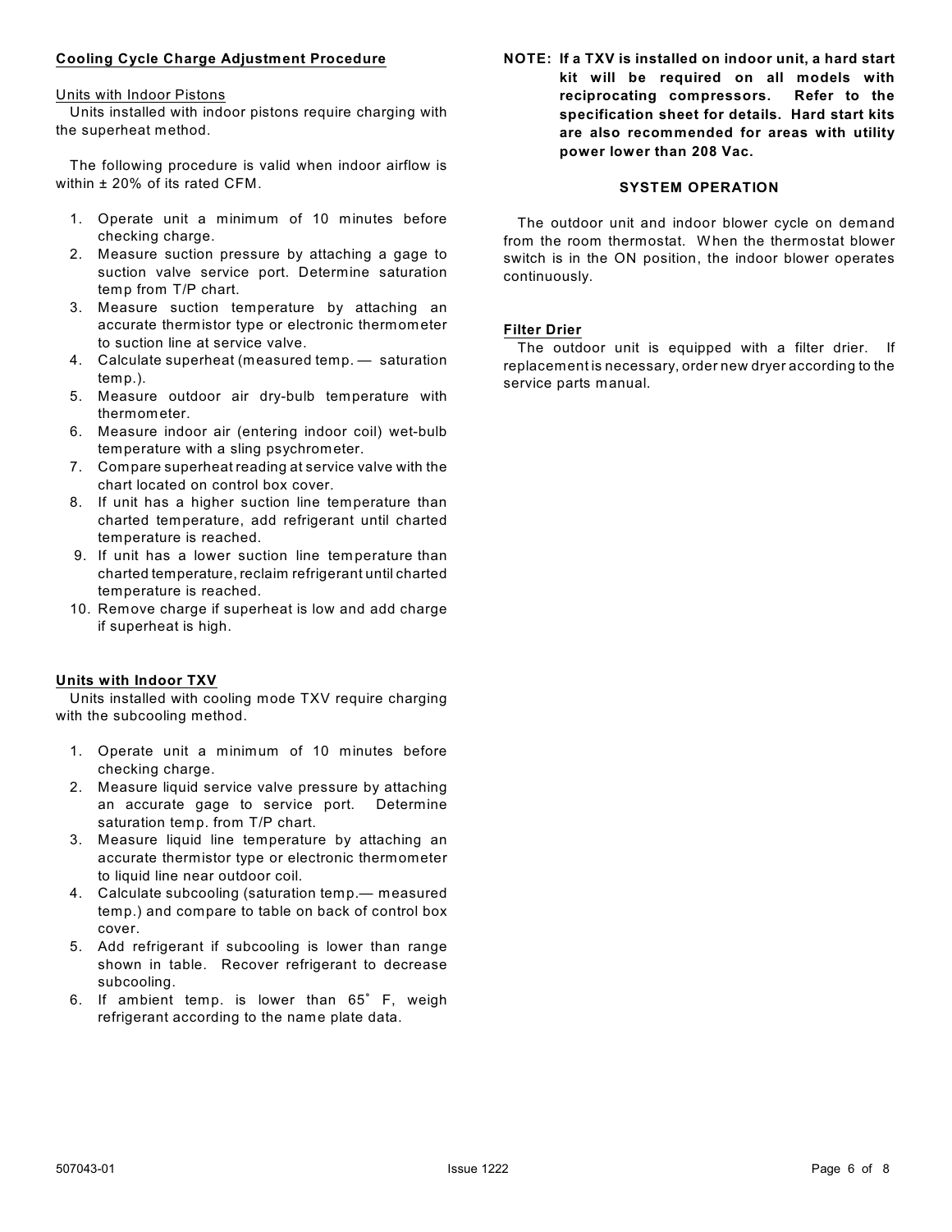## Cooling Cycle Charge Adjustment Procedure

### Units with Indoor Pistons

Units installed with indoor pistons require charging with the superheat method.

The following procedure is valid when indoor airflow is within ± 20% of its rated CFM.

1. Operate unit a minimum of 10 minutes before checking charge.
2. Measure suction pressure by attaching a gage to suction valve service port. Determine saturation temp from T/P chart.
3. Measure suction temperature by attaching an accurate thermistor type or electronic thermometer to suction line at service valve.
4. Calculate superheat (measured temp. — saturation temp.).
5. Measure outdoor air dry-bulb temperature with thermometer.
6. Measure indoor air (entering indoor coil) wet-bulb temperature with a sling psychrometer.
7. Compare superheat reading at service valve with the chart located on control box cover.
8. If unit has a higher suction line temperature than charted temperature, add refrigerant until charted temperature is reached.
9. If unit has a lower suction line temperature than charted temperature, reclaim refrigerant until charted temperature is reached.
10. Remove charge if superheat is low and add charge if superheat is high.

### Units with Indoor TXV

Units installed with cooling mode TXV require charging with the subcooling method.

1. Operate unit a minimum of 10 minutes before checking charge.
2. Measure liquid service valve pressure by attaching an accurate gage to service port. Determine saturation temp. from T/P chart.
3. Measure liquid line temperature by attaching an accurate thermistor type or electronic thermometer to liquid line near outdoor coil.
4. Calculate subcooling (saturation temp.— measured temp.) and compare to table on back of control box cover.
5. Add refrigerant if subcooling is lower than range shown in table. Recover refrigerant to decrease subcooling.
6. If ambient temp. is lower than 65° F, weigh refrigerant according to the name plate data.

**NOTE: If a TXV is installed on indoor unit, a hard start kit will be required on all models with reciprocating compressors. Refer to the specification sheet for details. Hard start kits are also recommended for areas with utility power lower than 208 Vac.**

## SYSTEM OPERATION

The outdoor unit and indoor blower cycle on demand from the room thermostat. When the thermostat blower switch is in the ON position, the indoor blower operates continuously.

### Filter Drier

The outdoor unit is equipped with a filter drier. If replacement is necessary, order new dryer according to the service parts manual.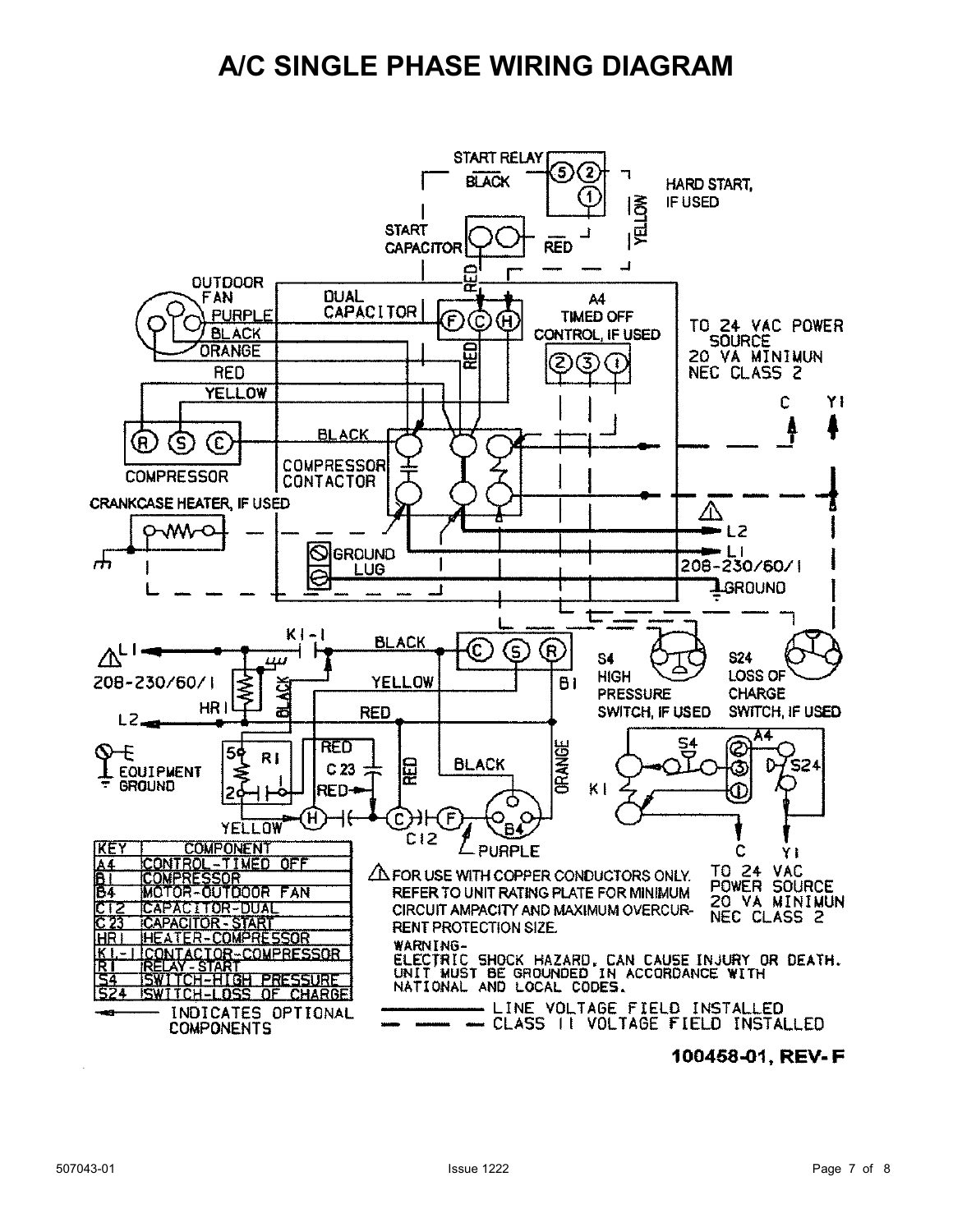# A/C SINGLE PHASE WIRING DIAGRAM

START RELAY

BLACK

HARD START, IF USED

YELLOW

START CAPACITOR

RED

OUTDOOR FAN

PURPLE

BLACK

ORANGE

RED

YELLOW

DUAL CAPACITOR

A4 TIMED OFF CONTROL, IF USED

TO 24 VAC POWER SOURCE 20 VA MINIMUN NEC CLASS 2

C Y1

COMPRESSOR

COMPRESSOR CONTACTOR

CRANKCASE HEATER, IF USED

GROUND LUG

L2

L1

208-230/60/1

GROUND

K1-1

BLACK

L1

208-230/60/1

YELLOW

B1

HR1

L2

RED

EQUIPMENT GROUND

R1

RED

C 23

RED

BLACK

ORANGE

YELLOW

C12

B4

PURPLE

S4 HIGH PRESSURE SWITCH, IF USED

S24 LOSS OF CHARGE SWITCH, IF USED

K1

C Y1

TO 24 VAC POWER SOURCE 20 VA MINIMUN NEC CLASS 2

| KEY | COMPONENT |
|---|---|
| A4 | CONTROL-TIMED OFF |
| B1 | COMPRESSOR |
| B4 | MOTOR-OUTDOOR FAN |
| C12 | CAPACITOR-DUAL |
| C23 | CAPACITOR-START |
| HR1 | HEATER-COMPRESSOR |
| K1-1 | CONTACTOR-COMPRESSOR |
| R1 | RELAY-START |
| S4 | SWITCH-HIGH PRESSURE |
| S24 | SWITCH-LOSS OF CHARGE |

INDICATES OPTIONAL COMPONENTS

FOR USE WITH COPPER CONDUCTORS ONLY. REFER TO UNIT RATING PLATE FOR MINIMUM CIRCUIT AMPACITY AND MAXIMUM OVERCURRENT PROTECTION SIZE.

WARNING- ELECTRIC SHOCK HAZARD, CAN CAUSE INJURY OR DEATH. UNIT MUST BE GROUNDED IN ACCORDANCE WITH NATIONAL AND LOCAL CODES.

LINE VOLTAGE FIELD INSTALLED

CLASS II VOLTAGE FIELD INSTALLED

**100458-01, REV- F**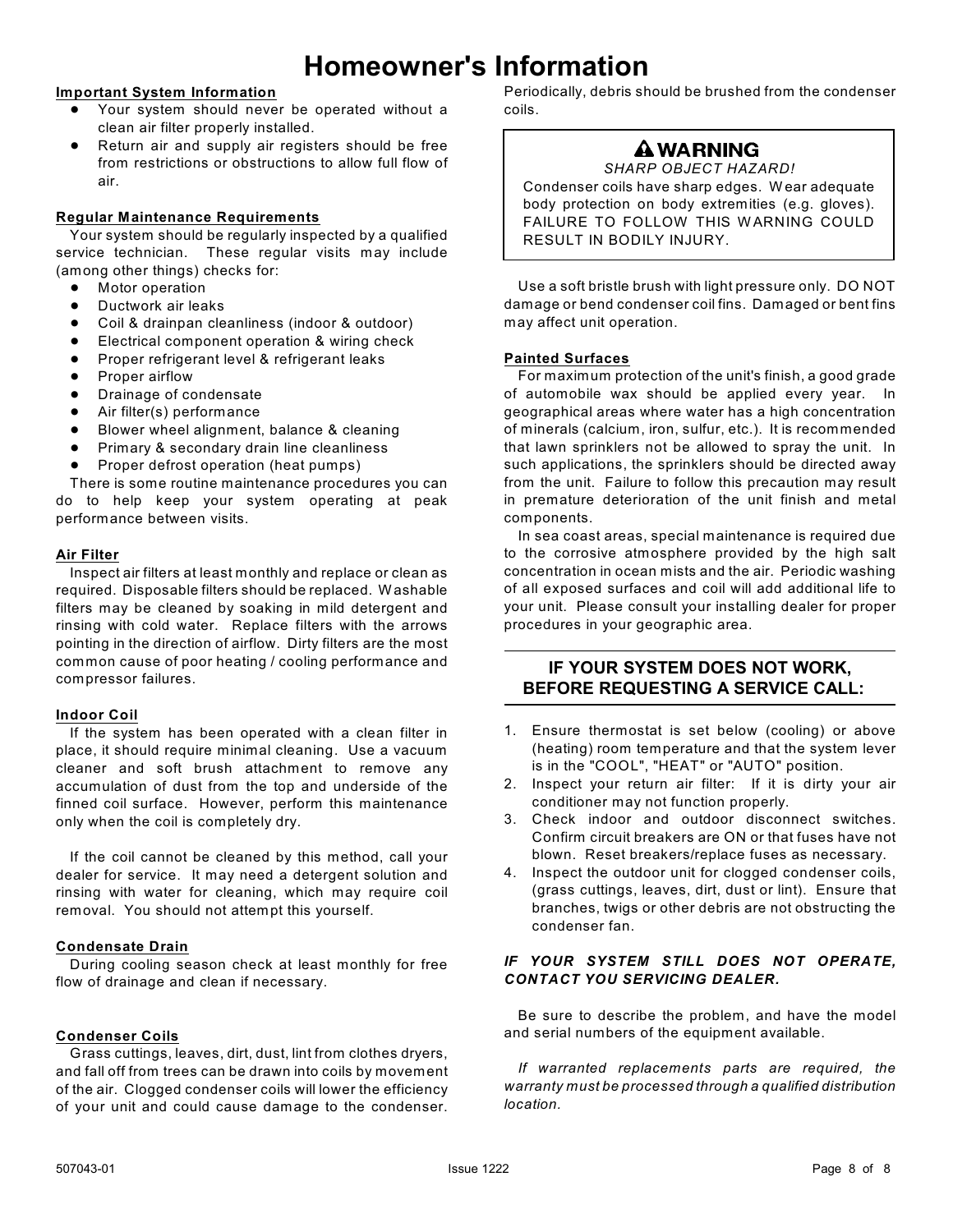# Homeowner's Information

**Important System Information**

- Your system should never be operated without a clean air filter properly installed.
- Return air and supply air registers should be free from restrictions or obstructions to allow full flow of air.

**Regular Maintenance Requirements**

Your system should be regularly inspected by a qualified service technician. These regular visits may include (among other things) checks for:

- Motor operation
- Ductwork air leaks
- Coil & drainpan cleanliness (indoor & outdoor)
- Electrical component operation & wiring check
- Proper refrigerant level & refrigerant leaks
- Proper airflow
- Drainage of condensate
- Air filter(s) performance
- Blower wheel alignment, balance & cleaning
- Primary & secondary drain line cleanliness
- Proper defrost operation (heat pumps)

There is some routine maintenance procedures you can do to help keep your system operating at peak performance between visits.

**Air Filter**

Inspect air filters at least monthly and replace or clean as required. Disposable filters should be replaced. Washable filters may be cleaned by soaking in mild detergent and rinsing with cold water. Replace filters with the arrows pointing in the direction of airflow. Dirty filters are the most common cause of poor heating / cooling performance and compressor failures.

**Indoor Coil**

If the system has been operated with a clean filter in place, it should require minimal cleaning. Use a vacuum cleaner and soft brush attachment to remove any accumulation of dust from the top and underside of the finned coil surface. However, perform this maintenance only when the coil is completely dry.

If the coil cannot be cleaned by this method, call your dealer for service. It may need a detergent solution and rinsing with water for cleaning, which may require coil removal. You should not attempt this yourself.

**Condensate Drain**

During cooling season check at least monthly for free flow of drainage and clean if necessary.

**Condenser Coils**

Grass cuttings, leaves, dirt, dust, lint from clothes dryers, and fall off from trees can be drawn into coils by movement of the air. Clogged condenser coils will lower the efficiency of your unit and could cause damage to the condenser. Periodically, debris should be brushed from the condenser coils.

> **⚠ WARNING**
>
> *SHARP OBJECT HAZARD!*
>
> Condenser coils have sharp edges. Wear adequate body protection on body extremities (e.g. gloves). FAILURE TO FOLLOW THIS WARNING COULD RESULT IN BODILY INJURY.

Use a soft bristle brush with light pressure only. DO NOT damage or bend condenser coil fins. Damaged or bent fins may affect unit operation.

**Painted Surfaces**

For maximum protection of the unit's finish, a good grade of automobile wax should be applied every year. In geographical areas where water has a high concentration of minerals (calcium, iron, sulfur, etc.). It is recommended that lawn sprinklers not be allowed to spray the unit. In such applications, the sprinklers should be directed away from the unit. Failure to follow this precaution may result in premature deterioration of the unit finish and metal components.

In sea coast areas, special maintenance is required due to the corrosive atmosphere provided by the high salt concentration in ocean mists and the air. Periodic washing of all exposed surfaces and coil will add additional life to your unit. Please consult your installing dealer for proper procedures in your geographic area.

## IF YOUR SYSTEM DOES NOT WORK, BEFORE REQUESTING A SERVICE CALL:

1. Ensure thermostat is set below (cooling) or above (heating) room temperature and that the system lever is in the "COOL", "HEAT" or "AUTO" position.
2. Inspect your return air filter: If it is dirty your air conditioner may not function properly.
3. Check indoor and outdoor disconnect switches. Confirm circuit breakers are ON or that fuses have not blown. Reset breakers/replace fuses as necessary.
4. Inspect the outdoor unit for clogged condenser coils, (grass cuttings, leaves, dirt, dust or lint). Ensure that branches, twigs or other debris are not obstructing the condenser fan.

***IF YOUR SYSTEM STILL DOES NOT OPERATE, CONTACT YOU SERVICING DEALER.***

Be sure to describe the problem, and have the model and serial numbers of the equipment available.

*If warranted replacements parts are required, the warranty must be processed through a qualified distribution location.*